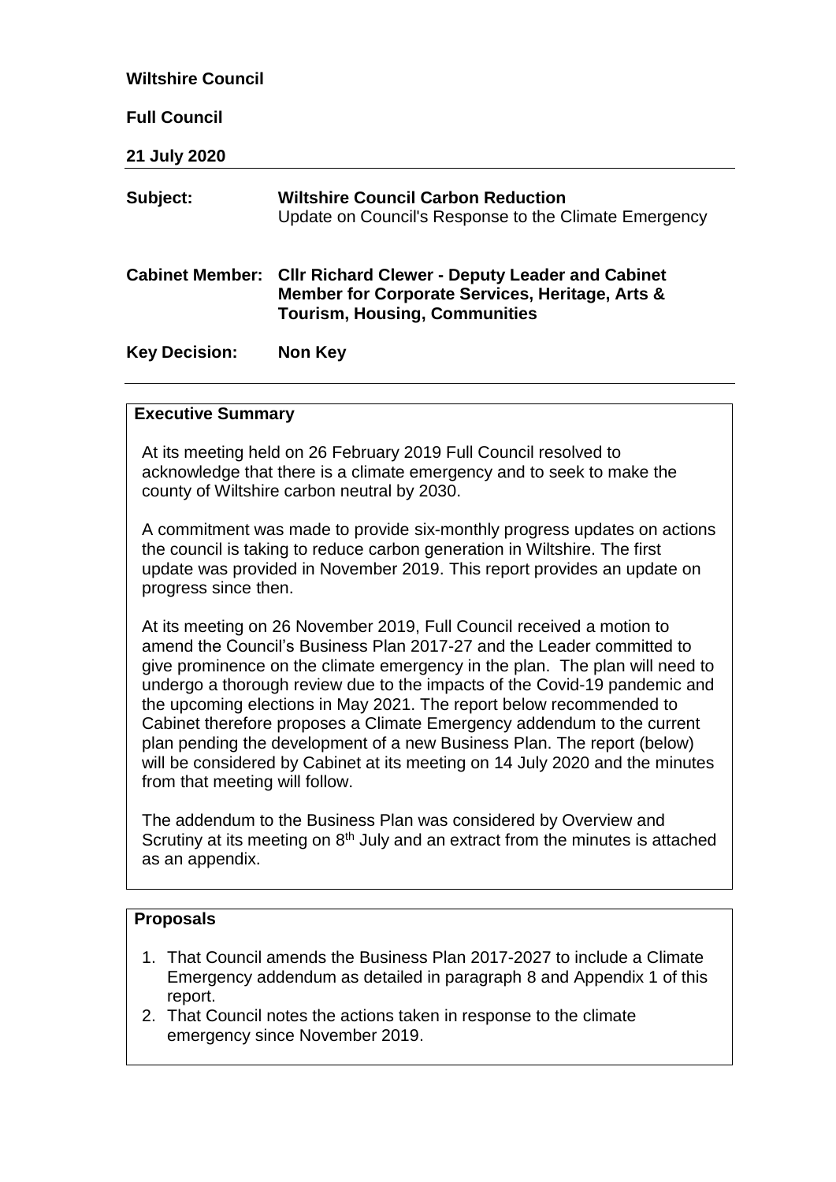**Wiltshire Council**

**Full Council**

**21 July 2020**

| | |
|---|---|
| **Subject:** | **Wiltshire Council Carbon Reduction** Update on Council's Response to the Climate Emergency |
| **Cabinet Member:** | **Cllr Richard Clewer - Deputy Leader and Cabinet Member for Corporate Services, Heritage, Arts & Tourism, Housing, Communities** |
| **Key Decision:** | **Non Key** |

## Executive Summary

At its meeting held on 26 February 2019 Full Council resolved to acknowledge that there is a climate emergency and to seek to make the county of Wiltshire carbon neutral by 2030.

A commitment was made to provide six-monthly progress updates on actions the council is taking to reduce carbon generation in Wiltshire. The first update was provided in November 2019. This report provides an update on progress since then.

At its meeting on 26 November 2019, Full Council received a motion to amend the Council's Business Plan 2017-27 and the Leader committed to give prominence on the climate emergency in the plan. The plan will need to undergo a thorough review due to the impacts of the Covid-19 pandemic and the upcoming elections in May 2021. The report below recommended to Cabinet therefore proposes a Climate Emergency addendum to the current plan pending the development of a new Business Plan. The report (below) will be considered by Cabinet at its meeting on 14 July 2020 and the minutes from that meeting will follow.

The addendum to the Business Plan was considered by Overview and Scrutiny at its meeting on 8th July and an extract from the minutes is attached as an appendix.

## Proposals

1. That Council amends the Business Plan 2017-2027 to include a Climate Emergency addendum as detailed in paragraph 8 and Appendix 1 of this report.
2. That Council notes the actions taken in response to the climate emergency since November 2019.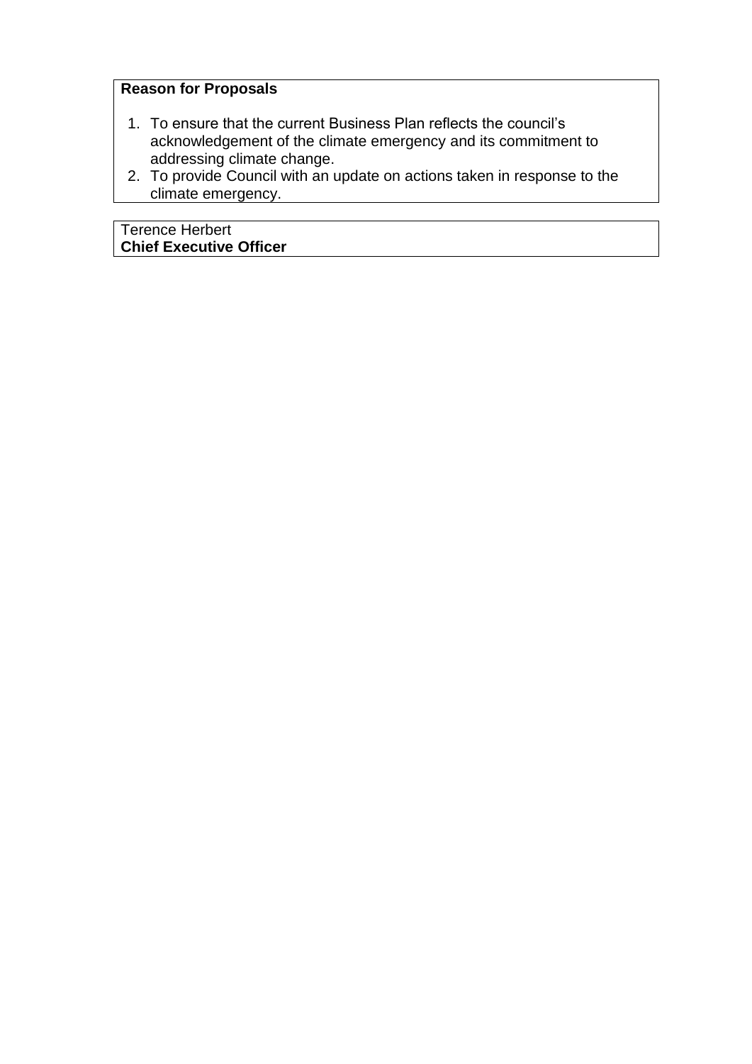**Reason for Proposals**

1. To ensure that the current Business Plan reflects the council's acknowledgement of the climate emergency and its commitment to addressing climate change.
2. To provide Council with an update on actions taken in response to the climate emergency.

Terence Herbert
**Chief Executive Officer**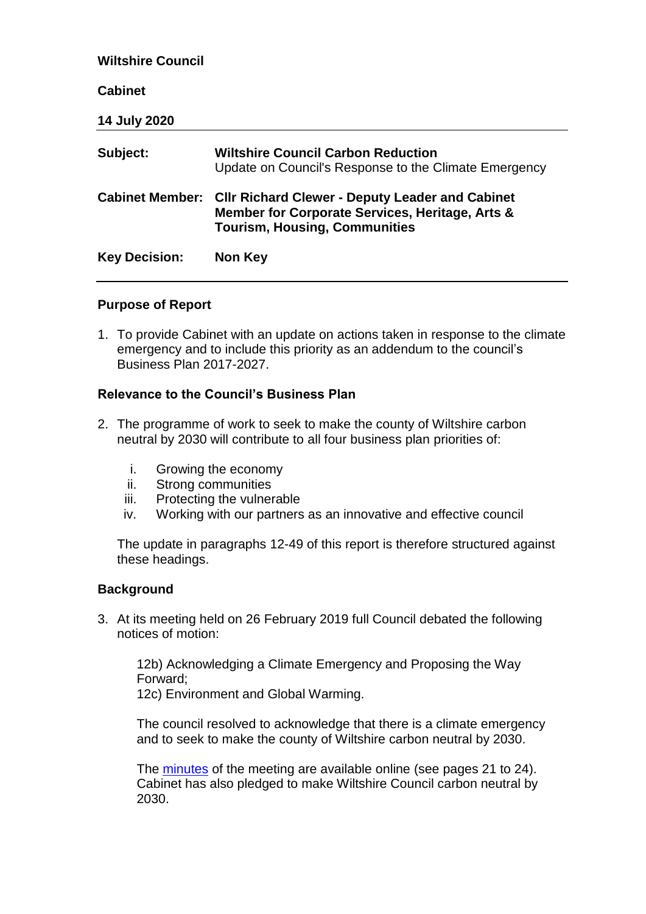**Wiltshire Council**

**Cabinet**

**14 July 2020**

| | |
|---|---|
| **Subject:** | **Wiltshire Council Carbon Reduction** Update on Council's Response to the Climate Emergency |
| **Cabinet Member:** | **Cllr Richard Clewer - Deputy Leader and Cabinet Member for Corporate Services, Heritage, Arts & Tourism, Housing, Communities** |
| **Key Decision:** | **Non Key** |

## Purpose of Report

1. To provide Cabinet with an update on actions taken in response to the climate emergency and to include this priority as an addendum to the council's Business Plan 2017-2027.

## Relevance to the Council's Business Plan

2. The programme of work to seek to make the county of Wiltshire carbon neutral by 2030 will contribute to all four business plan priorities of:

   i. Growing the economy
   ii. Strong communities
   iii. Protecting the vulnerable
   iv. Working with our partners as an innovative and effective council

   The update in paragraphs 12-49 of this report is therefore structured against these headings.

## Background

3. At its meeting held on 26 February 2019 full Council debated the following notices of motion:

   12b) Acknowledging a Climate Emergency and Proposing the Way Forward;
   12c) Environment and Global Warming.

   The council resolved to acknowledge that there is a climate emergency and to seek to make the county of Wiltshire carbon neutral by 2030.

   The minutes of the meeting are available online (see pages 21 to 24). Cabinet has also pledged to make Wiltshire Council carbon neutral by 2030.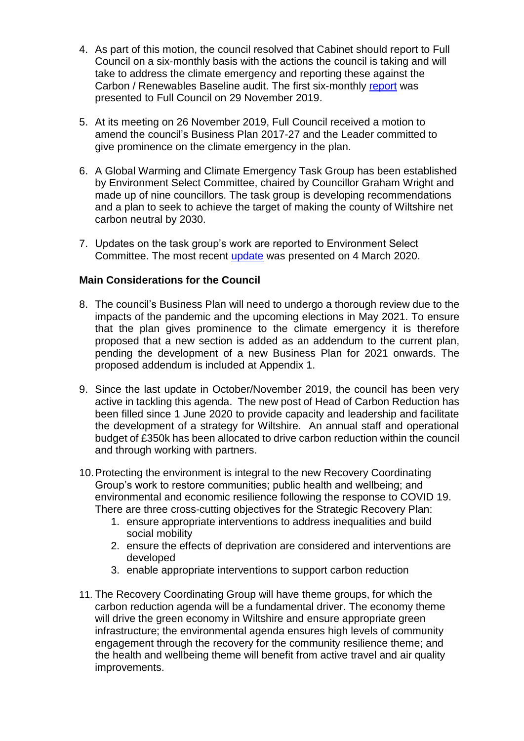4. As part of this motion, the council resolved that Cabinet should report to Full Council on a six-monthly basis with the actions the council is taking and will take to address the climate emergency and reporting these against the Carbon / Renewables Baseline audit. The first six-monthly report was presented to Full Council on 29 November 2019.

5. At its meeting on 26 November 2019, Full Council received a motion to amend the council's Business Plan 2017-27 and the Leader committed to give prominence on the climate emergency in the plan.

6. A Global Warming and Climate Emergency Task Group has been established by Environment Select Committee, chaired by Councillor Graham Wright and made up of nine councillors. The task group is developing recommendations and a plan to seek to achieve the target of making the county of Wiltshire net carbon neutral by 2030.

7. Updates on the task group's work are reported to Environment Select Committee. The most recent update was presented on 4 March 2020.

**Main Considerations for the Council**

8. The council's Business Plan will need to undergo a thorough review due to the impacts of the pandemic and the upcoming elections in May 2021. To ensure that the plan gives prominence to the climate emergency it is therefore proposed that a new section is added as an addendum to the current plan, pending the development of a new Business Plan for 2021 onwards. The proposed addendum is included at Appendix 1.

9. Since the last update in October/November 2019, the council has been very active in tackling this agenda. The new post of Head of Carbon Reduction has been filled since 1 June 2020 to provide capacity and leadership and facilitate the development of a strategy for Wiltshire. An annual staff and operational budget of £350k has been allocated to drive carbon reduction within the council and through working with partners.

10. Protecting the environment is integral to the new Recovery Coordinating Group's work to restore communities; public health and wellbeing; and environmental and economic resilience following the response to COVID 19. There are three cross-cutting objectives for the Strategic Recovery Plan:
    1. ensure appropriate interventions to address inequalities and build social mobility
    2. ensure the effects of deprivation are considered and interventions are developed
    3. enable appropriate interventions to support carbon reduction

11. The Recovery Coordinating Group will have theme groups, for which the carbon reduction agenda will be a fundamental driver. The economy theme will drive the green economy in Wiltshire and ensure appropriate green infrastructure; the environmental agenda ensures high levels of community engagement through the recovery for the community resilience theme; and the health and wellbeing theme will benefit from active travel and air quality improvements.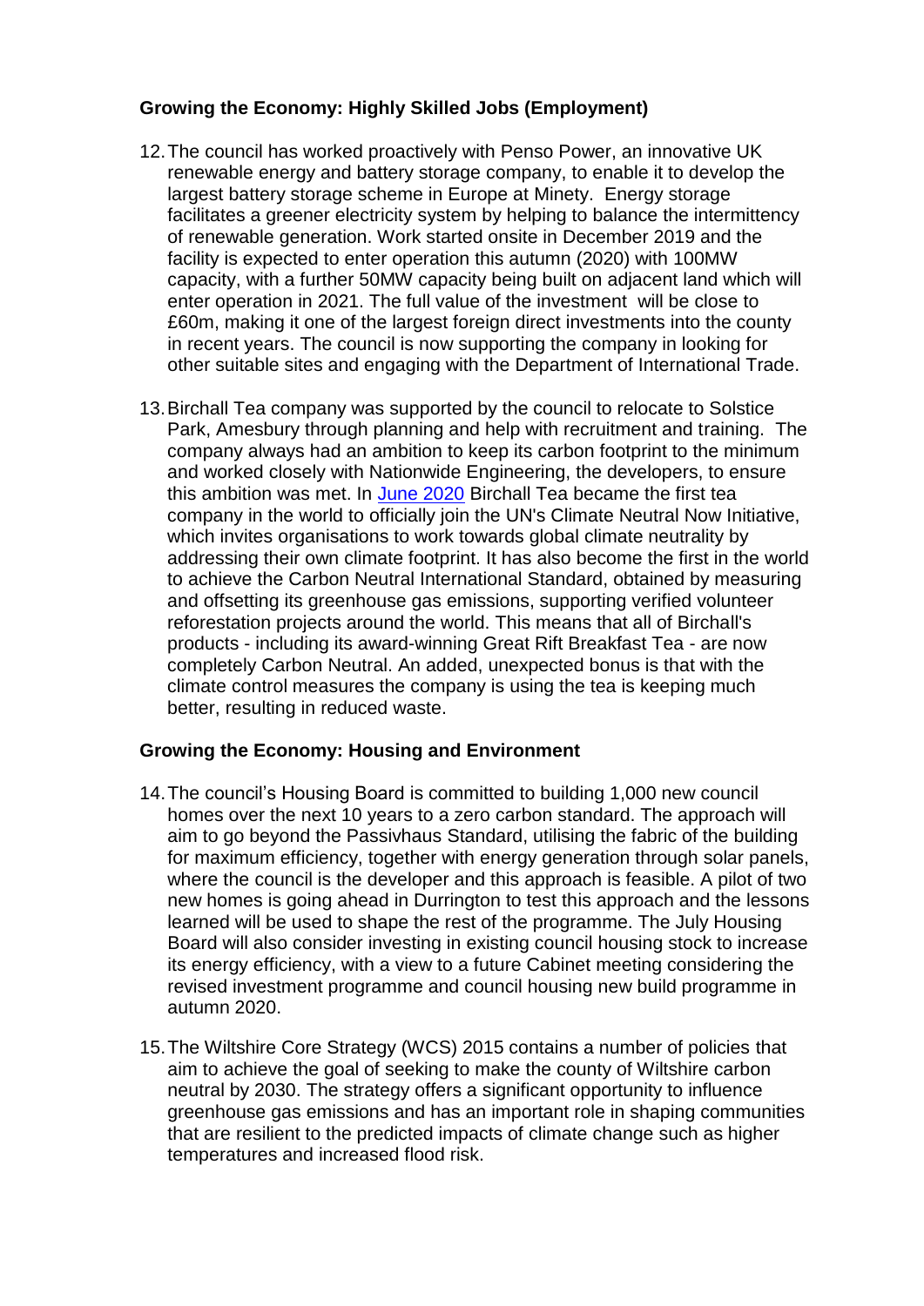### Growing the Economy: Highly Skilled Jobs (Employment)

12. The council has worked proactively with Penso Power, an innovative UK renewable energy and battery storage company, to enable it to develop the largest battery storage scheme in Europe at Minety. Energy storage facilitates a greener electricity system by helping to balance the intermittency of renewable generation. Work started onsite in December 2019 and the facility is expected to enter operation this autumn (2020) with 100MW capacity, with a further 50MW capacity being built on adjacent land which will enter operation in 2021. The full value of the investment will be close to £60m, making it one of the largest foreign direct investments into the county in recent years. The council is now supporting the company in looking for other suitable sites and engaging with the Department of International Trade.

13. Birchall Tea company was supported by the council to relocate to Solstice Park, Amesbury through planning and help with recruitment and training. The company always had an ambition to keep its carbon footprint to the minimum and worked closely with Nationwide Engineering, the developers, to ensure this ambition was met. In June 2020 Birchall Tea became the first tea company in the world to officially join the UN's Climate Neutral Now Initiative, which invites organisations to work towards global climate neutrality by addressing their own climate footprint. It has also become the first in the world to achieve the Carbon Neutral International Standard, obtained by measuring and offsetting its greenhouse gas emissions, supporting verified volunteer reforestation projects around the world. This means that all of Birchall's products - including its award-winning Great Rift Breakfast Tea - are now completely Carbon Neutral. An added, unexpected bonus is that with the climate control measures the company is using the tea is keeping much better, resulting in reduced waste.

### Growing the Economy: Housing and Environment

14. The council's Housing Board is committed to building 1,000 new council homes over the next 10 years to a zero carbon standard. The approach will aim to go beyond the Passivhaus Standard, utilising the fabric of the building for maximum efficiency, together with energy generation through solar panels, where the council is the developer and this approach is feasible. A pilot of two new homes is going ahead in Durrington to test this approach and the lessons learned will be used to shape the rest of the programme. The July Housing Board will also consider investing in existing council housing stock to increase its energy efficiency, with a view to a future Cabinet meeting considering the revised investment programme and council housing new build programme in autumn 2020.

15. The Wiltshire Core Strategy (WCS) 2015 contains a number of policies that aim to achieve the goal of seeking to make the county of Wiltshire carbon neutral by 2030. The strategy offers a significant opportunity to influence greenhouse gas emissions and has an important role in shaping communities that are resilient to the predicted impacts of climate change such as higher temperatures and increased flood risk.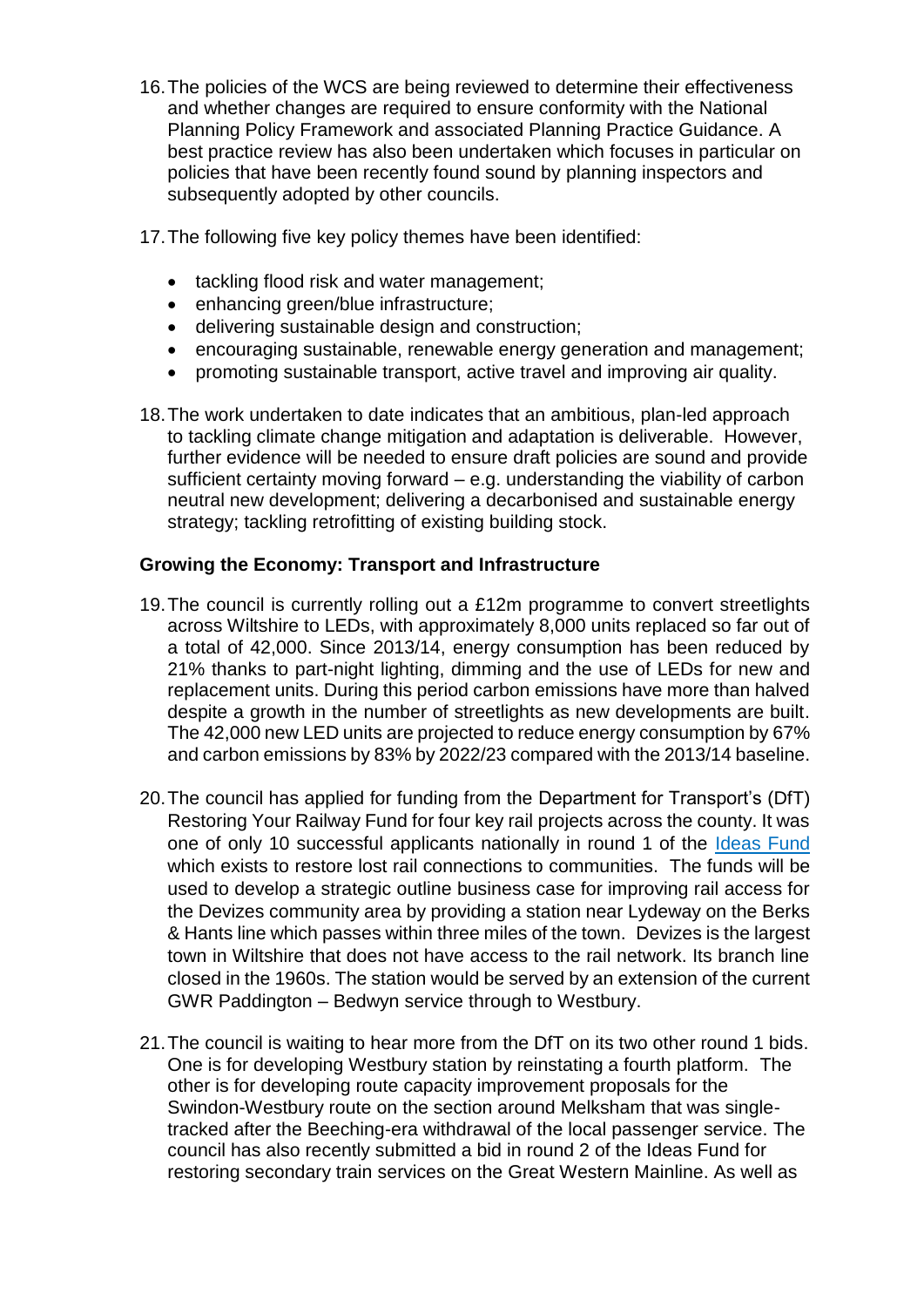16. The policies of the WCS are being reviewed to determine their effectiveness and whether changes are required to ensure conformity with the National Planning Policy Framework and associated Planning Practice Guidance. A best practice review has also been undertaken which focuses in particular on policies that have been recently found sound by planning inspectors and subsequently adopted by other councils.

17. The following five key policy themes have been identified:

    - tackling flood risk and water management;
    - enhancing green/blue infrastructure;
    - delivering sustainable design and construction;
    - encouraging sustainable, renewable energy generation and management;
    - promoting sustainable transport, active travel and improving air quality.

18. The work undertaken to date indicates that an ambitious, plan-led approach to tackling climate change mitigation and adaptation is deliverable. However, further evidence will be needed to ensure draft policies are sound and provide sufficient certainty moving forward – e.g. understanding the viability of carbon neutral new development; delivering a decarbonised and sustainable energy strategy; tackling retrofitting of existing building stock.

**Growing the Economy: Transport and Infrastructure**

19. The council is currently rolling out a £12m programme to convert streetlights across Wiltshire to LEDs, with approximately 8,000 units replaced so far out of a total of 42,000. Since 2013/14, energy consumption has been reduced by 21% thanks to part-night lighting, dimming and the use of LEDs for new and replacement units. During this period carbon emissions have more than halved despite a growth in the number of streetlights as new developments are built. The 42,000 new LED units are projected to reduce energy consumption by 67% and carbon emissions by 83% by 2022/23 compared with the 2013/14 baseline.

20. The council has applied for funding from the Department for Transport's (DfT) Restoring Your Railway Fund for four key rail projects across the county. It was one of only 10 successful applicants nationally in round 1 of the Ideas Fund which exists to restore lost rail connections to communities. The funds will be used to develop a strategic outline business case for improving rail access for the Devizes community area by providing a station near Lydeway on the Berks & Hants line which passes within three miles of the town. Devizes is the largest town in Wiltshire that does not have access to the rail network. Its branch line closed in the 1960s. The station would be served by an extension of the current GWR Paddington – Bedwyn service through to Westbury.

21. The council is waiting to hear more from the DfT on its two other round 1 bids. One is for developing Westbury station by reinstating a fourth platform. The other is for developing route capacity improvement proposals for the Swindon-Westbury route on the section around Melksham that was single-tracked after the Beeching-era withdrawal of the local passenger service. The council has also recently submitted a bid in round 2 of the Ideas Fund for restoring secondary train services on the Great Western Mainline. As well as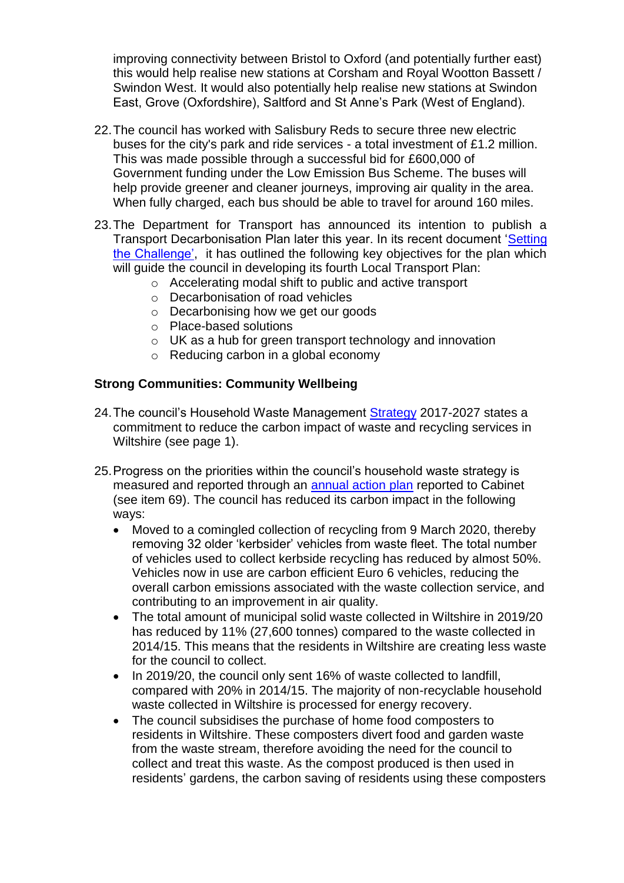improving connectivity between Bristol to Oxford (and potentially further east) this would help realise new stations at Corsham and Royal Wootton Bassett / Swindon West. It would also potentially help realise new stations at Swindon East, Grove (Oxfordshire), Saltford and St Anne's Park (West of England).

22. The council has worked with Salisbury Reds to secure three new electric buses for the city's park and ride services - a total investment of £1.2 million. This was made possible through a successful bid for £600,000 of Government funding under the Low Emission Bus Scheme. The buses will help provide greener and cleaner journeys, improving air quality in the area. When fully charged, each bus should be able to travel for around 160 miles.

23. The Department for Transport has announced its intention to publish a Transport Decarbonisation Plan later this year. In its recent document 'Setting the Challenge', it has outlined the following key objectives for the plan which will guide the council in developing its fourth Local Transport Plan:
    - Accelerating modal shift to public and active transport
    - Decarbonisation of road vehicles
    - Decarbonising how we get our goods
    - Place-based solutions
    - UK as a hub for green transport technology and innovation
    - Reducing carbon in a global economy

**Strong Communities: Community Wellbeing**

24. The council's Household Waste Management Strategy 2017-2027 states a commitment to reduce the carbon impact of waste and recycling services in Wiltshire (see page 1).

25. Progress on the priorities within the council's household waste strategy is measured and reported through an annual action plan reported to Cabinet (see item 69). The council has reduced its carbon impact in the following ways:
    - Moved to a comingled collection of recycling from 9 March 2020, thereby removing 32 older 'kerbsider' vehicles from waste fleet. The total number of vehicles used to collect kerbside recycling has reduced by almost 50%. Vehicles now in use are carbon efficient Euro 6 vehicles, reducing the overall carbon emissions associated with the waste collection service, and contributing to an improvement in air quality.
    - The total amount of municipal solid waste collected in Wiltshire in 2019/20 has reduced by 11% (27,600 tonnes) compared to the waste collected in 2014/15. This means that the residents in Wiltshire are creating less waste for the council to collect.
    - In 2019/20, the council only sent 16% of waste collected to landfill, compared with 20% in 2014/15. The majority of non-recyclable household waste collected in Wiltshire is processed for energy recovery.
    - The council subsidises the purchase of home food composters to residents in Wiltshire. These composters divert food and garden waste from the waste stream, therefore avoiding the need for the council to collect and treat this waste. As the compost produced is then used in residents' gardens, the carbon saving of residents using these composters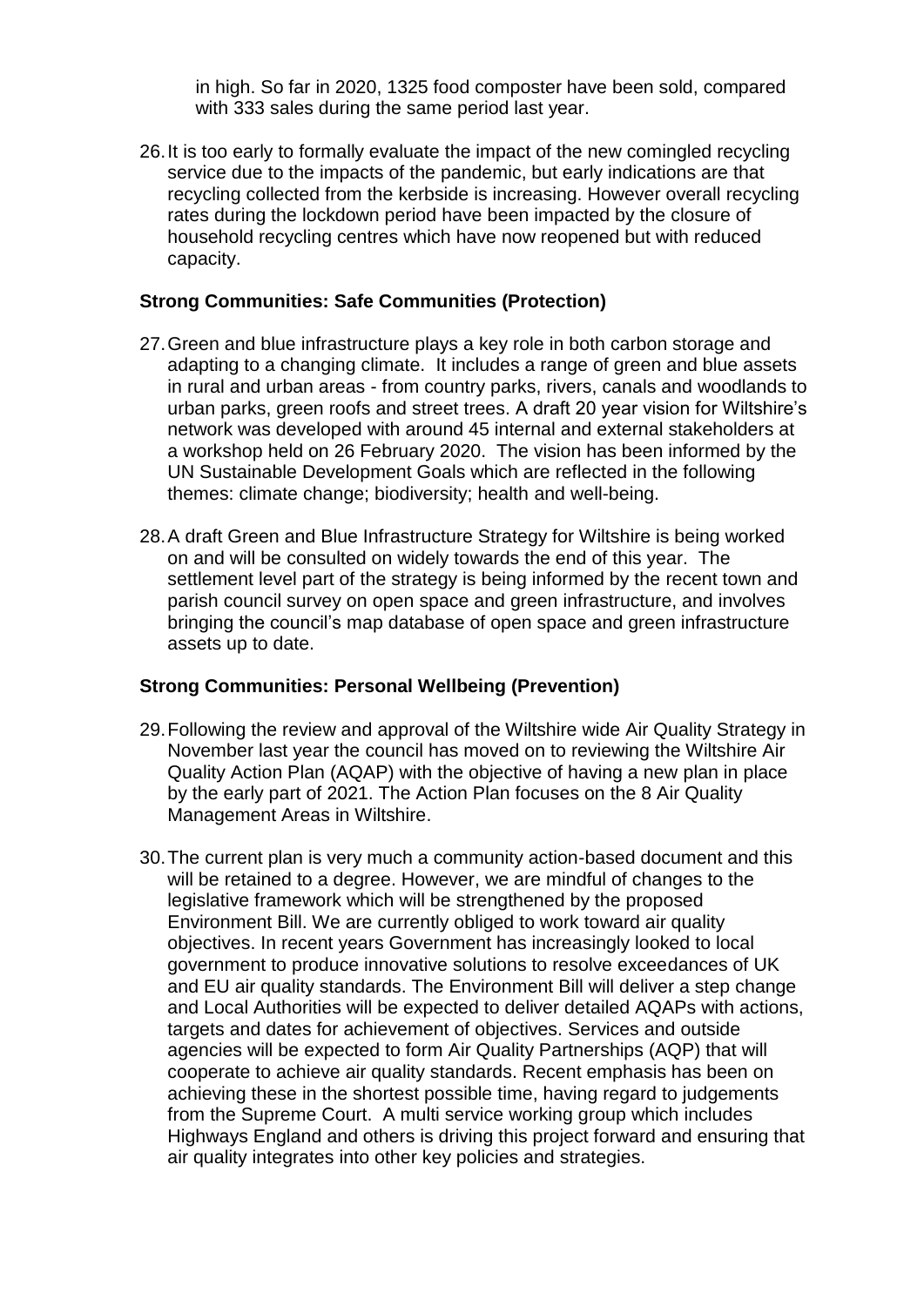in high. So far in 2020, 1325 food composter have been sold, compared with 333 sales during the same period last year.

26. It is too early to formally evaluate the impact of the new comingled recycling service due to the impacts of the pandemic, but early indications are that recycling collected from the kerbside is increasing. However overall recycling rates during the lockdown period have been impacted by the closure of household recycling centres which have now reopened but with reduced capacity.

**Strong Communities: Safe Communities (Protection)**

27. Green and blue infrastructure plays a key role in both carbon storage and adapting to a changing climate. It includes a range of green and blue assets in rural and urban areas - from country parks, rivers, canals and woodlands to urban parks, green roofs and street trees. A draft 20 year vision for Wiltshire's network was developed with around 45 internal and external stakeholders at a workshop held on 26 February 2020. The vision has been informed by the UN Sustainable Development Goals which are reflected in the following themes: climate change; biodiversity; health and well-being.

28. A draft Green and Blue Infrastructure Strategy for Wiltshire is being worked on and will be consulted on widely towards the end of this year. The settlement level part of the strategy is being informed by the recent town and parish council survey on open space and green infrastructure, and involves bringing the council's map database of open space and green infrastructure assets up to date.

**Strong Communities: Personal Wellbeing (Prevention)**

29. Following the review and approval of the Wiltshire wide Air Quality Strategy in November last year the council has moved on to reviewing the Wiltshire Air Quality Action Plan (AQAP) with the objective of having a new plan in place by the early part of 2021. The Action Plan focuses on the 8 Air Quality Management Areas in Wiltshire.

30. The current plan is very much a community action-based document and this will be retained to a degree. However, we are mindful of changes to the legislative framework which will be strengthened by the proposed Environment Bill. We are currently obliged to work toward air quality objectives. In recent years Government has increasingly looked to local government to produce innovative solutions to resolve exceedances of UK and EU air quality standards. The Environment Bill will deliver a step change and Local Authorities will be expected to deliver detailed AQAPs with actions, targets and dates for achievement of objectives. Services and outside agencies will be expected to form Air Quality Partnerships (AQP) that will cooperate to achieve air quality standards. Recent emphasis has been on achieving these in the shortest possible time, having regard to judgements from the Supreme Court. A multi service working group which includes Highways England and others is driving this project forward and ensuring that air quality integrates into other key policies and strategies.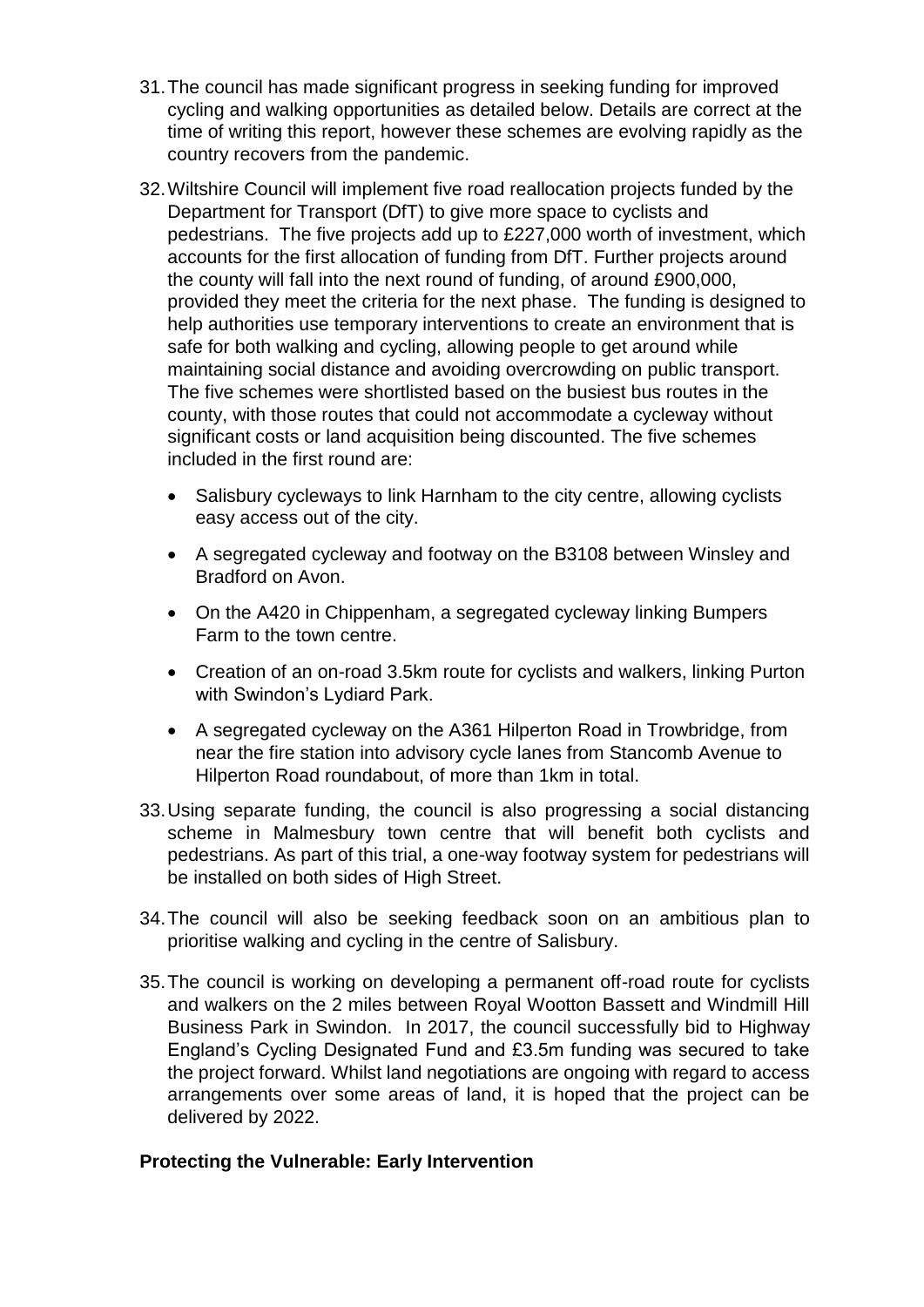31. The council has made significant progress in seeking funding for improved cycling and walking opportunities as detailed below. Details are correct at the time of writing this report, however these schemes are evolving rapidly as the country recovers from the pandemic.

32. Wiltshire Council will implement five road reallocation projects funded by the Department for Transport (DfT) to give more space to cyclists and pedestrians. The five projects add up to £227,000 worth of investment, which accounts for the first allocation of funding from DfT. Further projects around the county will fall into the next round of funding, of around £900,000, provided they meet the criteria for the next phase. The funding is designed to help authorities use temporary interventions to create an environment that is safe for both walking and cycling, allowing people to get around while maintaining social distance and avoiding overcrowding on public transport. The five schemes were shortlisted based on the busiest bus routes in the county, with those routes that could not accommodate a cycleway without significant costs or land acquisition being discounted. The five schemes included in the first round are:

   - Salisbury cycleways to link Harnham to the city centre, allowing cyclists easy access out of the city.
   - A segregated cycleway and footway on the B3108 between Winsley and Bradford on Avon.
   - On the A420 in Chippenham, a segregated cycleway linking Bumpers Farm to the town centre.
   - Creation of an on-road 3.5km route for cyclists and walkers, linking Purton with Swindon's Lydiard Park.
   - A segregated cycleway on the A361 Hilperton Road in Trowbridge, from near the fire station into advisory cycle lanes from Stancomb Avenue to Hilperton Road roundabout, of more than 1km in total.

33. Using separate funding, the council is also progressing a social distancing scheme in Malmesbury town centre that will benefit both cyclists and pedestrians. As part of this trial, a one-way footway system for pedestrians will be installed on both sides of High Street.

34. The council will also be seeking feedback soon on an ambitious plan to prioritise walking and cycling in the centre of Salisbury.

35. The council is working on developing a permanent off-road route for cyclists and walkers on the 2 miles between Royal Wootton Bassett and Windmill Hill Business Park in Swindon. In 2017, the council successfully bid to Highway England's Cycling Designated Fund and £3.5m funding was secured to take the project forward. Whilst land negotiations are ongoing with regard to access arrangements over some areas of land, it is hoped that the project can be delivered by 2022.

**Protecting the Vulnerable: Early Intervention**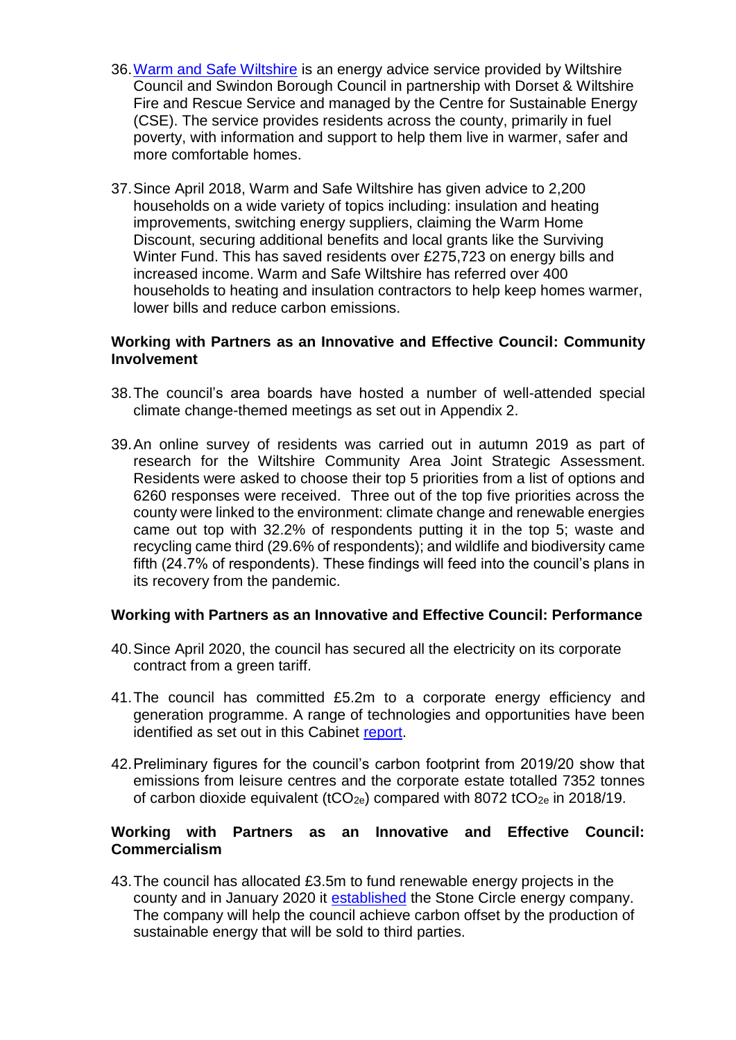36. Warm and Safe Wiltshire is an energy advice service provided by Wiltshire Council and Swindon Borough Council in partnership with Dorset & Wiltshire Fire and Rescue Service and managed by the Centre for Sustainable Energy (CSE). The service provides residents across the county, primarily in fuel poverty, with information and support to help them live in warmer, safer and more comfortable homes.

37. Since April 2018, Warm and Safe Wiltshire has given advice to 2,200 households on a wide variety of topics including: insulation and heating improvements, switching energy suppliers, claiming the Warm Home Discount, securing additional benefits and local grants like the Surviving Winter Fund. This has saved residents over £275,723 on energy bills and increased income. Warm and Safe Wiltshire has referred over 400 households to heating and insulation contractors to help keep homes warmer, lower bills and reduce carbon emissions.

**Working with Partners as an Innovative and Effective Council: Community Involvement**

38. The council's area boards have hosted a number of well-attended special climate change-themed meetings as set out in Appendix 2.

39. An online survey of residents was carried out in autumn 2019 as part of research for the Wiltshire Community Area Joint Strategic Assessment. Residents were asked to choose their top 5 priorities from a list of options and 6260 responses were received. Three out of the top five priorities across the county were linked to the environment: climate change and renewable energies came out top with 32.2% of respondents putting it in the top 5; waste and recycling came third (29.6% of respondents); and wildlife and biodiversity came fifth (24.7% of respondents). These findings will feed into the council's plans in its recovery from the pandemic.

**Working with Partners as an Innovative and Effective Council: Performance**

40. Since April 2020, the council has secured all the electricity on its corporate contract from a green tariff.

41. The council has committed £5.2m to a corporate energy efficiency and generation programme. A range of technologies and opportunities have been identified as set out in this Cabinet report.

42. Preliminary figures for the council's carbon footprint from 2019/20 show that emissions from leisure centres and the corporate estate totalled 7352 tonnes of carbon dioxide equivalent ($tCO_{2e}$) compared with 8072 $tCO_{2e}$ in 2018/19.

**Working with Partners as an Innovative and Effective Council: Commercialism**

43. The council has allocated £3.5m to fund renewable energy projects in the county and in January 2020 it established the Stone Circle energy company. The company will help the council achieve carbon offset by the production of sustainable energy that will be sold to third parties.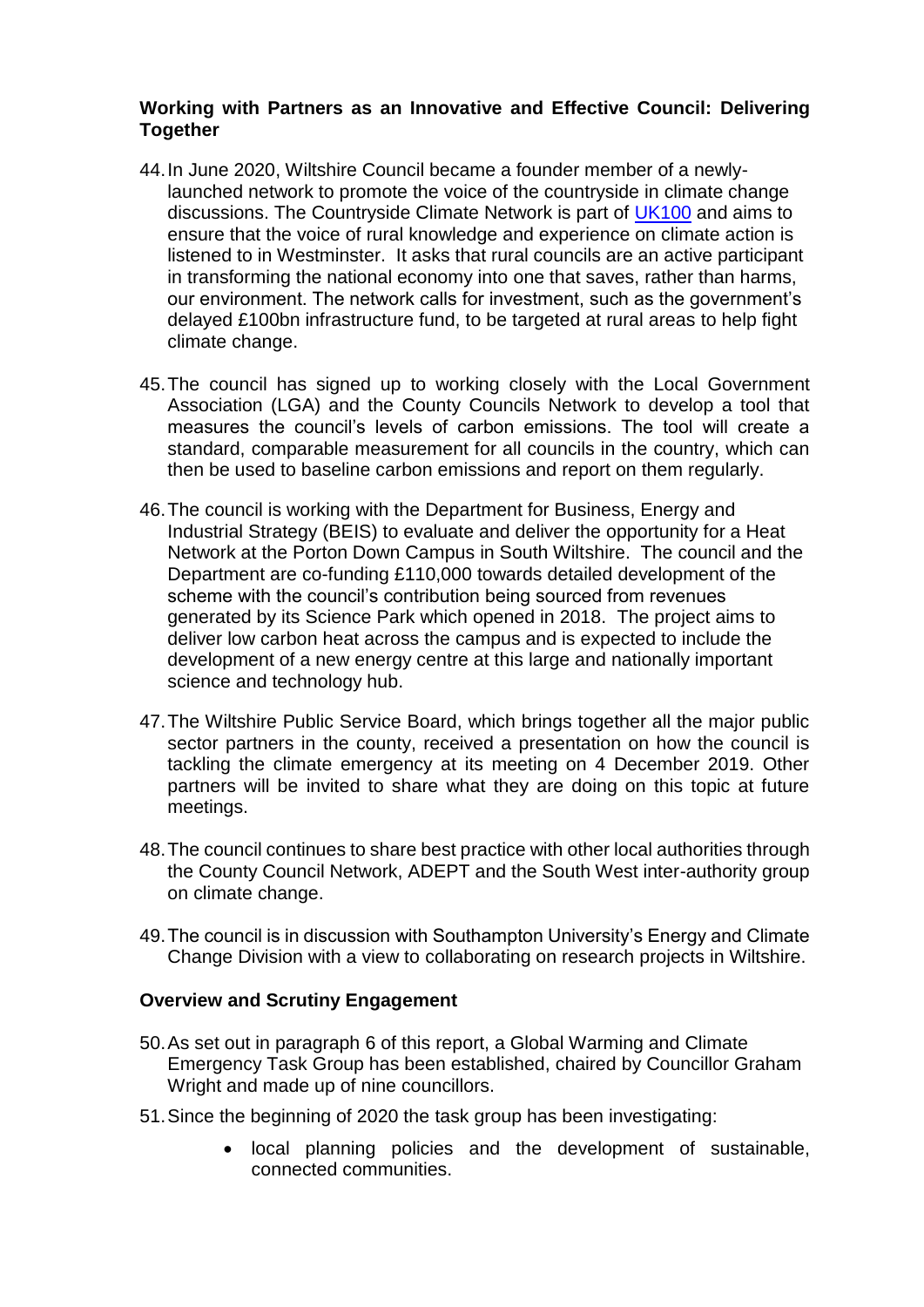**Working with Partners as an Innovative and Effective Council: Delivering Together**

44. In June 2020, Wiltshire Council became a founder member of a newly-launched network to promote the voice of the countryside in climate change discussions. The Countryside Climate Network is part of [UK100](UK100) and aims to ensure that the voice of rural knowledge and experience on climate action is listened to in Westminster. It asks that rural councils are an active participant in transforming the national economy into one that saves, rather than harms, our environment. The network calls for investment, such as the government's delayed £100bn infrastructure fund, to be targeted at rural areas to help fight climate change.

45. The council has signed up to working closely with the Local Government Association (LGA) and the County Councils Network to develop a tool that measures the council's levels of carbon emissions. The tool will create a standard, comparable measurement for all councils in the country, which can then be used to baseline carbon emissions and report on them regularly.

46. The council is working with the Department for Business, Energy and Industrial Strategy (BEIS) to evaluate and deliver the opportunity for a Heat Network at the Porton Down Campus in South Wiltshire. The council and the Department are co-funding £110,000 towards detailed development of the scheme with the council's contribution being sourced from revenues generated by its Science Park which opened in 2018. The project aims to deliver low carbon heat across the campus and is expected to include the development of a new energy centre at this large and nationally important science and technology hub.

47. The Wiltshire Public Service Board, which brings together all the major public sector partners in the county, received a presentation on how the council is tackling the climate emergency at its meeting on 4 December 2019. Other partners will be invited to share what they are doing on this topic at future meetings.

48. The council continues to share best practice with other local authorities through the County Council Network, ADEPT and the South West inter-authority group on climate change.

49. The council is in discussion with Southampton University's Energy and Climate Change Division with a view to collaborating on research projects in Wiltshire.

**Overview and Scrutiny Engagement**

50. As set out in paragraph 6 of this report, a Global Warming and Climate Emergency Task Group has been established, chaired by Councillor Graham Wright and made up of nine councillors.

51. Since the beginning of 2020 the task group has been investigating:

    - local planning policies and the development of sustainable, connected communities.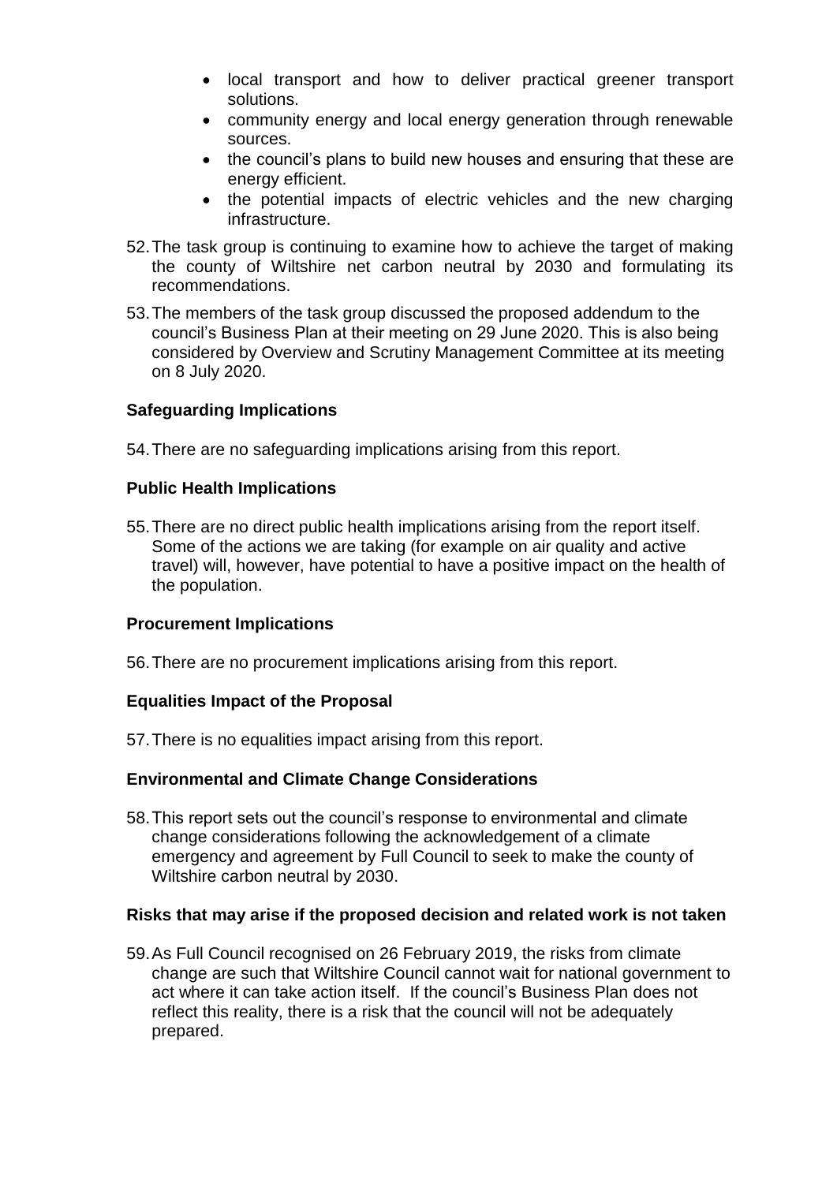- local transport and how to deliver practical greener transport solutions.
- community energy and local energy generation through renewable sources.
- the council's plans to build new houses and ensuring that these are energy efficient.
- the potential impacts of electric vehicles and the new charging infrastructure.

52. The task group is continuing to examine how to achieve the target of making the county of Wiltshire net carbon neutral by 2030 and formulating its recommendations.

53. The members of the task group discussed the proposed addendum to the council's Business Plan at their meeting on 29 June 2020. This is also being considered by Overview and Scrutiny Management Committee at its meeting on 8 July 2020.

**Safeguarding Implications**

54. There are no safeguarding implications arising from this report.

**Public Health Implications**

55. There are no direct public health implications arising from the report itself. Some of the actions we are taking (for example on air quality and active travel) will, however, have potential to have a positive impact on the health of the population.

**Procurement Implications**

56. There are no procurement implications arising from this report.

**Equalities Impact of the Proposal**

57. There is no equalities impact arising from this report.

**Environmental and Climate Change Considerations**

58. This report sets out the council's response to environmental and climate change considerations following the acknowledgement of a climate emergency and agreement by Full Council to seek to make the county of Wiltshire carbon neutral by 2030.

**Risks that may arise if the proposed decision and related work is not taken**

59. As Full Council recognised on 26 February 2019, the risks from climate change are such that Wiltshire Council cannot wait for national government to act where it can take action itself. If the council's Business Plan does not reflect this reality, there is a risk that the council will not be adequately prepared.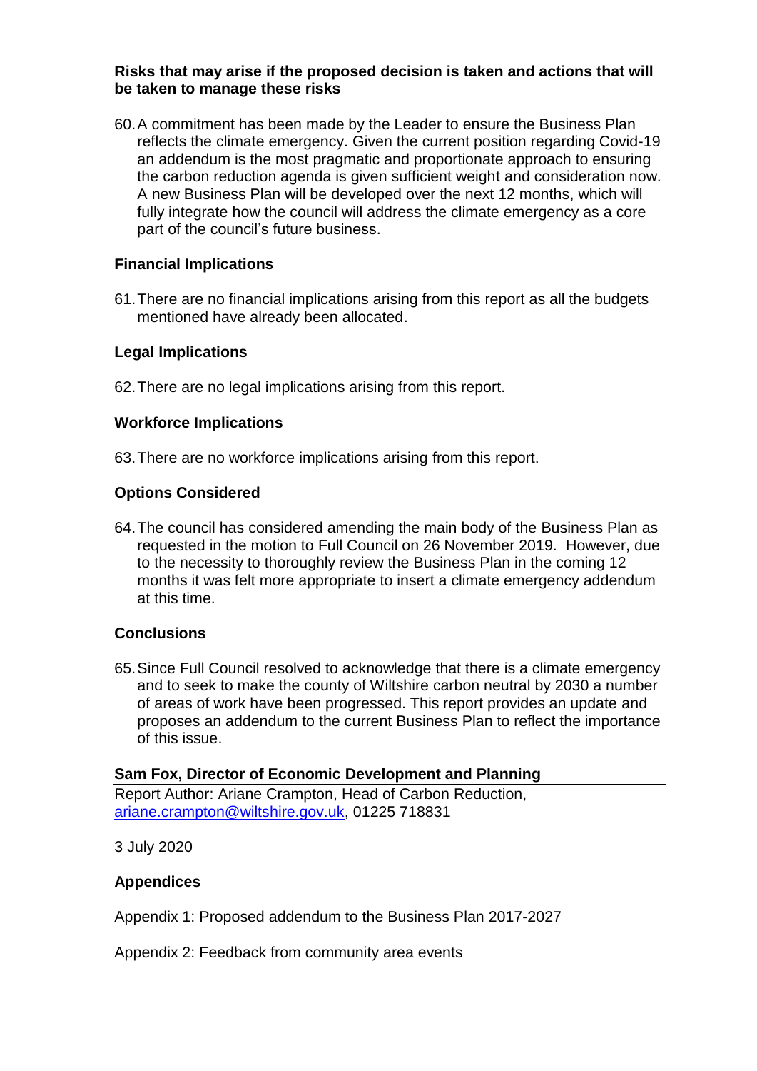**Risks that may arise if the proposed decision is taken and actions that will be taken to manage these risks**

60. A commitment has been made by the Leader to ensure the Business Plan reflects the climate emergency. Given the current position regarding Covid-19 an addendum is the most pragmatic and proportionate approach to ensuring the carbon reduction agenda is given sufficient weight and consideration now. A new Business Plan will be developed over the next 12 months, which will fully integrate how the council will address the climate emergency as a core part of the council's future business.

**Financial Implications**

61. There are no financial implications arising from this report as all the budgets mentioned have already been allocated.

**Legal Implications**

62. There are no legal implications arising from this report.

**Workforce Implications**

63. There are no workforce implications arising from this report.

**Options Considered**

64. The council has considered amending the main body of the Business Plan as requested in the motion to Full Council on 26 November 2019. However, due to the necessity to thoroughly review the Business Plan in the coming 12 months it was felt more appropriate to insert a climate emergency addendum at this time.

**Conclusions**

65. Since Full Council resolved to acknowledge that there is a climate emergency and to seek to make the county of Wiltshire carbon neutral by 2030 a number of areas of work have been progressed. This report provides an update and proposes an addendum to the current Business Plan to reflect the importance of this issue.

**Sam Fox, Director of Economic Development and Planning**

Report Author: Ariane Crampton, Head of Carbon Reduction, ariane.crampton@wiltshire.gov.uk, 01225 718831

3 July 2020

**Appendices**

Appendix 1: Proposed addendum to the Business Plan 2017-2027

Appendix 2: Feedback from community area events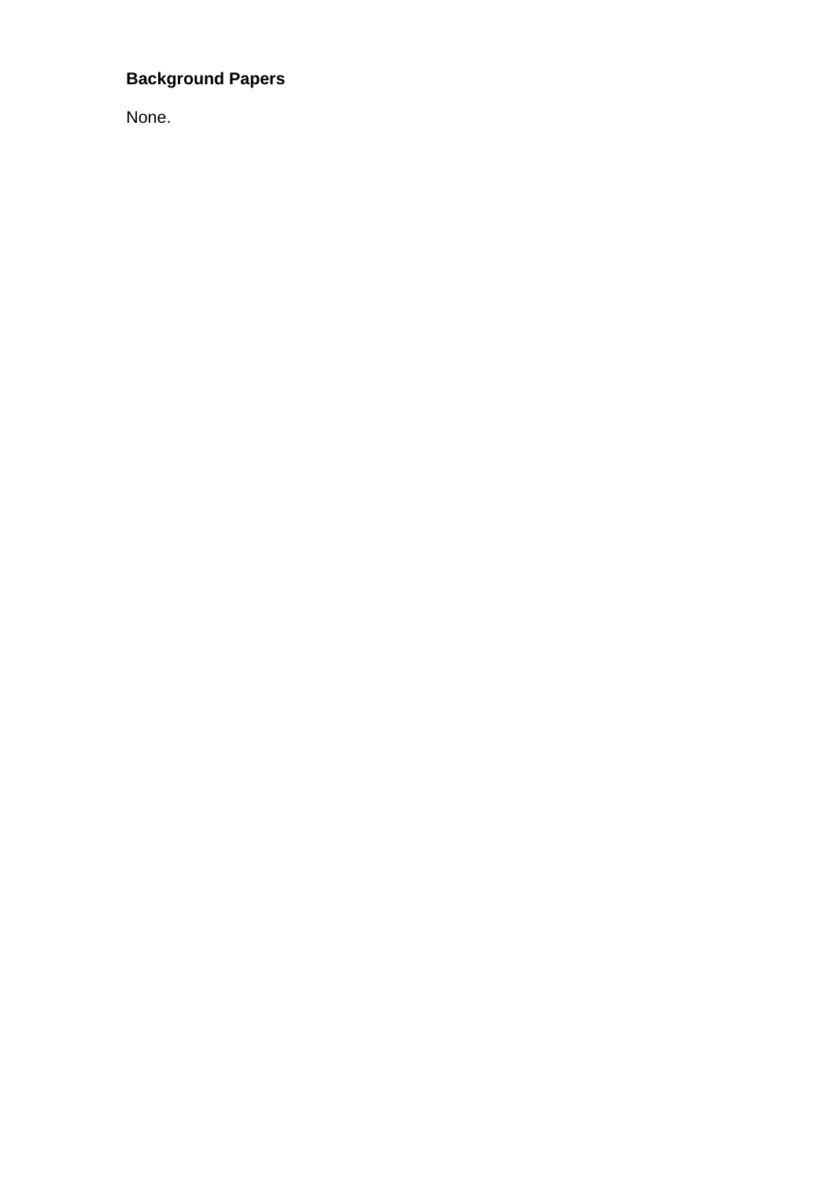**Background Papers**

None.